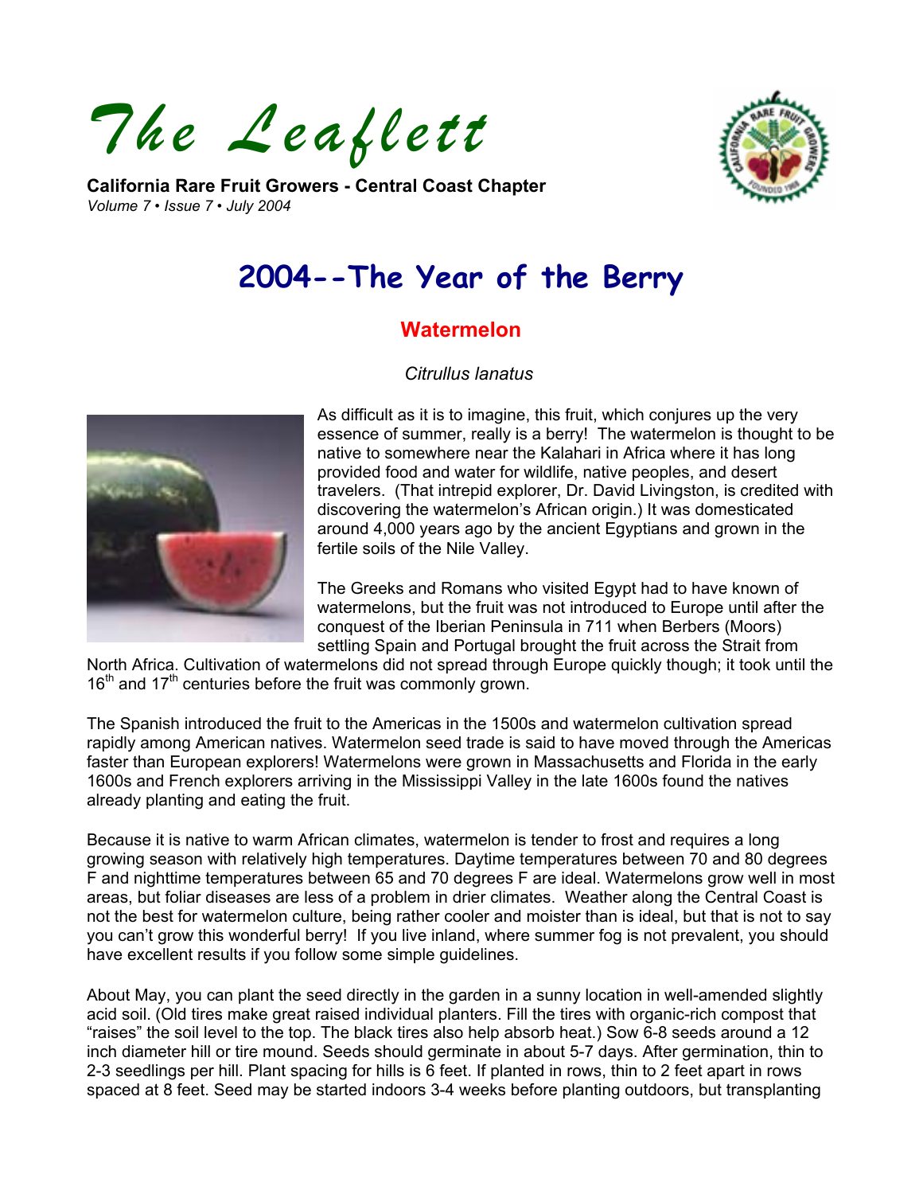# The Leaflett

**California Rare Fruit Growers - Central Coast Chapter**
*Volume 7 • Issue 7 • July 2004*

## 2004--The Year of the Berry

### Watermelon

*Citrullus lanatus*

As difficult as it is to imagine, this fruit, which conjures up the very essence of summer, really is a berry! The watermelon is thought to be native to somewhere near the Kalahari in Africa where it has long provided food and water for wildlife, native peoples, and desert travelers. (That intrepid explorer, Dr. David Livingston, is credited with discovering the watermelon's African origin.) It was domesticated around 4,000 years ago by the ancient Egyptians and grown in the fertile soils of the Nile Valley.

The Greeks and Romans who visited Egypt had to have known of watermelons, but the fruit was not introduced to Europe until after the conquest of the Iberian Peninsula in 711 when Berbers (Moors) settling Spain and Portugal brought the fruit across the Strait from North Africa. Cultivation of watermelons did not spread through Europe quickly though; it took until the 16th and 17th centuries before the fruit was commonly grown.

The Spanish introduced the fruit to the Americas in the 1500s and watermelon cultivation spread rapidly among American natives. Watermelon seed trade is said to have moved through the Americas faster than European explorers! Watermelons were grown in Massachusetts and Florida in the early 1600s and French explorers arriving in the Mississippi Valley in the late 1600s found the natives already planting and eating the fruit.

Because it is native to warm African climates, watermelon is tender to frost and requires a long growing season with relatively high temperatures. Daytime temperatures between 70 and 80 degrees F and nighttime temperatures between 65 and 70 degrees F are ideal. Watermelons grow well in most areas, but foliar diseases are less of a problem in drier climates. Weather along the Central Coast is not the best for watermelon culture, being rather cooler and moister than is ideal, but that is not to say you can't grow this wonderful berry! If you live inland, where summer fog is not prevalent, you should have excellent results if you follow some simple guidelines.

About May, you can plant the seed directly in the garden in a sunny location in well-amended slightly acid soil. (Old tires make great raised individual planters. Fill the tires with organic-rich compost that "raises" the soil level to the top. The black tires also help absorb heat.) Sow 6-8 seeds around a 12 inch diameter hill or tire mound. Seeds should germinate in about 5-7 days. After germination, thin to 2-3 seedlings per hill. Plant spacing for hills is 6 feet. If planted in rows, thin to 2 feet apart in rows spaced at 8 feet. Seed may be started indoors 3-4 weeks before planting outdoors, but transplanting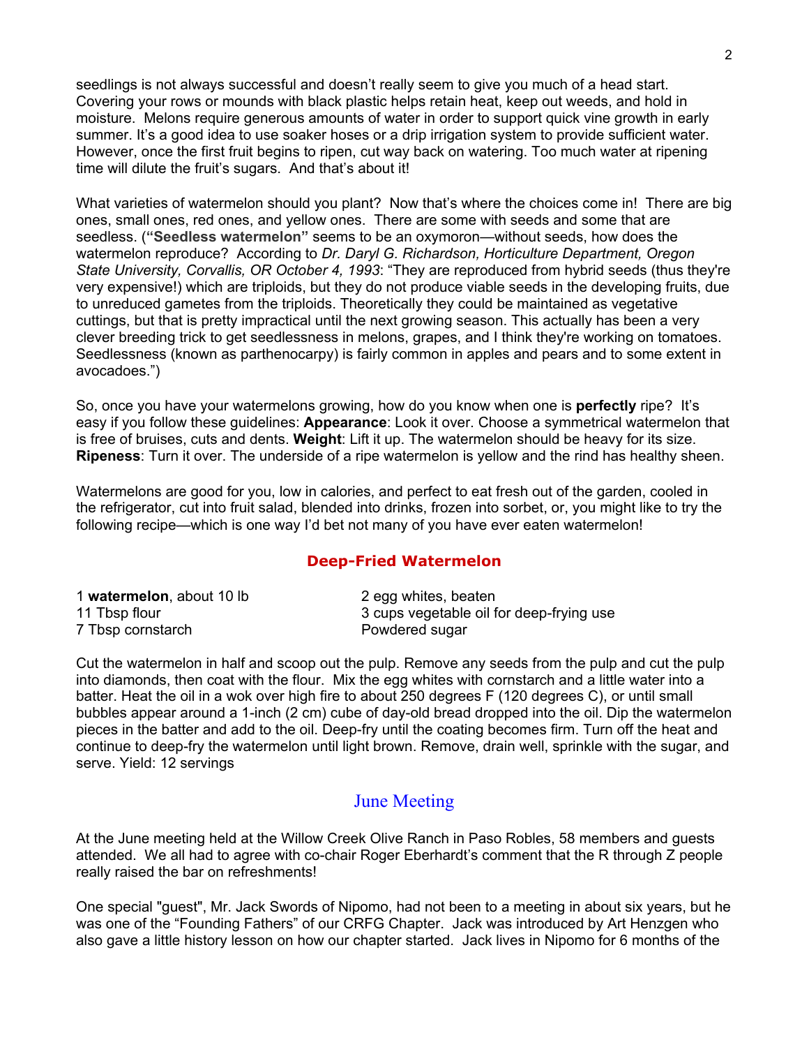seedlings is not always successful and doesn't really seem to give you much of a head start. Covering your rows or mounds with black plastic helps retain heat, keep out weeds, and hold in moisture. Melons require generous amounts of water in order to support quick vine growth in early summer. It's a good idea to use soaker hoses or a drip irrigation system to provide sufficient water. However, once the first fruit begins to ripen, cut way back on watering. Too much water at ripening time will dilute the fruit's sugars. And that's about it!

What varieties of watermelon should you plant? Now that's where the choices come in! There are big ones, small ones, red ones, and yellow ones. There are some with seeds and some that are seedless. (**"Seedless watermelon"** seems to be an oxymoron—without seeds, how does the watermelon reproduce? According to *Dr. Daryl G. Richardson, Horticulture Department, Oregon State University, Corvallis, OR October 4, 1993*: "They are reproduced from hybrid seeds (thus they're very expensive!) which are triploids, but they do not produce viable seeds in the developing fruits, due to unreduced gametes from the triploids. Theoretically they could be maintained as vegetative cuttings, but that is pretty impractical until the next growing season. This actually has been a very clever breeding trick to get seedlessness in melons, grapes, and I think they're working on tomatoes. Seedlessness (known as parthenocarpy) is fairly common in apples and pears and to some extent in avocadoes.")

So, once you have your watermelons growing, how do you know when one is **perfectly** ripe? It's easy if you follow these guidelines: **Appearance**: Look it over. Choose a symmetrical watermelon that is free of bruises, cuts and dents. **Weight**: Lift it up. The watermelon should be heavy for its size. **Ripeness**: Turn it over. The underside of a ripe watermelon is yellow and the rind has healthy sheen.

Watermelons are good for you, low in calories, and perfect to eat fresh out of the garden, cooled in the refrigerator, cut into fruit salad, blended into drinks, frozen into sorbet, or, you might like to try the following recipe—which is one way I'd bet not many of you have ever eaten watermelon!

### Deep-Fried Watermelon

- 1 **watermelon**, about 10 lb
- 11 Tbsp flour
- 7 Tbsp cornstarch
- 2 egg whites, beaten
- 3 cups vegetable oil for deep-frying use
- Powdered sugar

Cut the watermelon in half and scoop out the pulp. Remove any seeds from the pulp and cut the pulp into diamonds, then coat with the flour. Mix the egg whites with cornstarch and a little water into a batter. Heat the oil in a wok over high fire to about 250 degrees F (120 degrees C), or until small bubbles appear around a 1-inch (2 cm) cube of day-old bread dropped into the oil. Dip the watermelon pieces in the batter and add to the oil. Deep-fry until the coating becomes firm. Turn off the heat and continue to deep-fry the watermelon until light brown. Remove, drain well, sprinkle with the sugar, and serve. Yield: 12 servings

## June Meeting

At the June meeting held at the Willow Creek Olive Ranch in Paso Robles, 58 members and guests attended. We all had to agree with co-chair Roger Eberhardt's comment that the R through Z people really raised the bar on refreshments!

One special "guest", Mr. Jack Swords of Nipomo, had not been to a meeting in about six years, but he was one of the "Founding Fathers" of our CRFG Chapter. Jack was introduced by Art Henzgen who also gave a little history lesson on how our chapter started. Jack lives in Nipomo for 6 months of the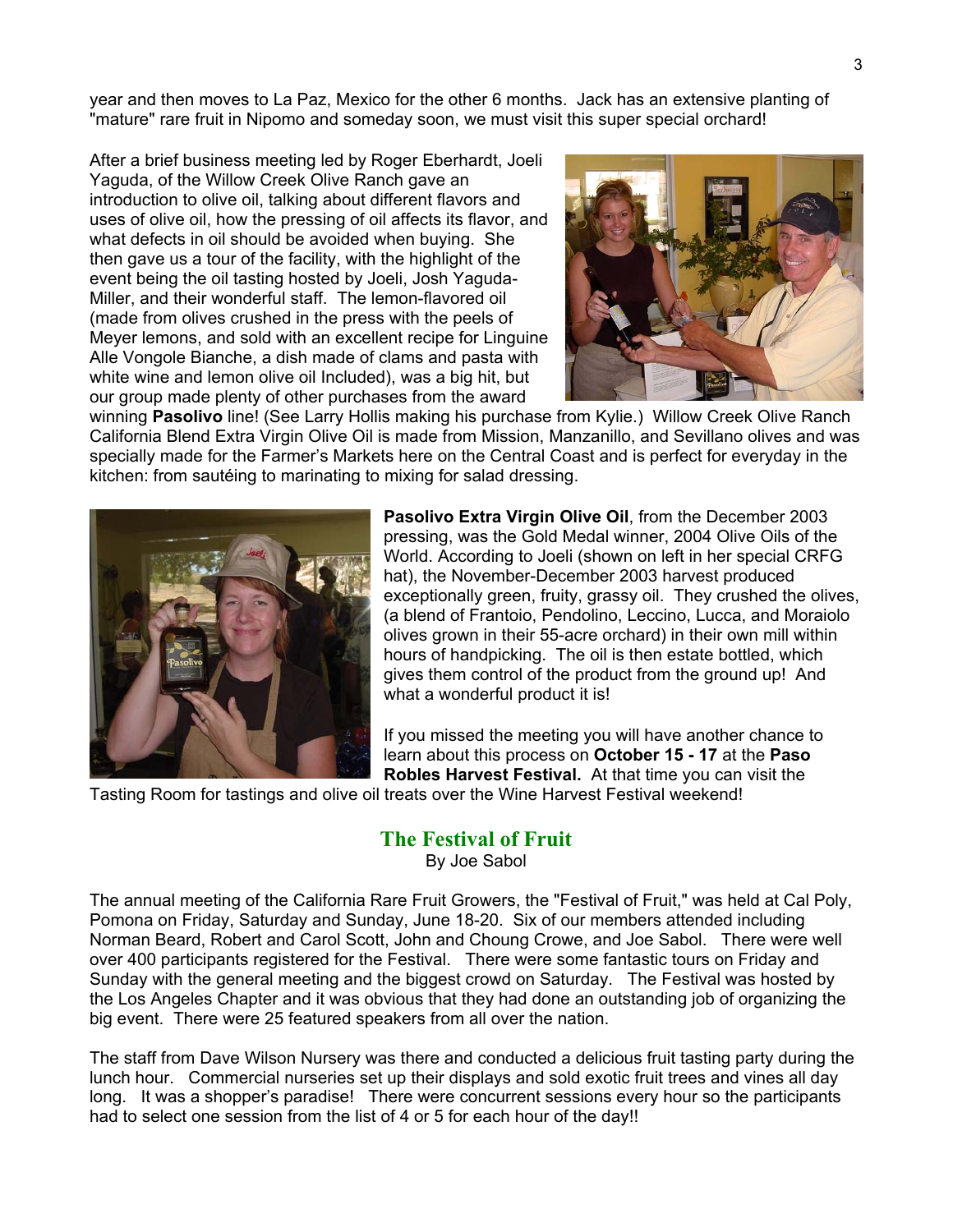year and then moves to La Paz, Mexico for the other 6 months. Jack has an extensive planting of "mature" rare fruit in Nipomo and someday soon, we must visit this super special orchard!

After a brief business meeting led by Roger Eberhardt, Joeli Yaguda, of the Willow Creek Olive Ranch gave an introduction to olive oil, talking about different flavors and uses of olive oil, how the pressing of oil affects its flavor, and what defects in oil should be avoided when buying. She then gave us a tour of the facility, with the highlight of the event being the oil tasting hosted by Joeli, Josh Yaguda-Miller, and their wonderful staff. The lemon-flavored oil (made from olives crushed in the press with the peels of Meyer lemons, and sold with an excellent recipe for Linguine Alle Vongole Bianche, a dish made of clams and pasta with white wine and lemon olive oil Included), was a big hit, but our group made plenty of other purchases from the award winning **Pasolivo** line! (See Larry Hollis making his purchase from Kylie.) Willow Creek Olive Ranch California Blend Extra Virgin Olive Oil is made from Mission, Manzanillo, and Sevillano olives and was specially made for the Farmer's Markets here on the Central Coast and is perfect for everyday in the kitchen: from sautéing to marinating to mixing for salad dressing.

**Pasolivo Extra Virgin Olive Oil**, from the December 2003 pressing, was the Gold Medal winner, 2004 Olive Oils of the World. According to Joeli (shown on left in her special CRFG hat), the November-December 2003 harvest produced exceptionally green, fruity, grassy oil. They crushed the olives, (a blend of Frantoio, Pendolino, Leccino, Lucca, and Moraiolo olives grown in their 55-acre orchard) in their own mill within hours of handpicking. The oil is then estate bottled, which gives them control of the product from the ground up! And what a wonderful product it is!

If you missed the meeting you will have another chance to learn about this process on **October 15 - 17** at the **Paso Robles Harvest Festival.** At that time you can visit the Tasting Room for tastings and olive oil treats over the Wine Harvest Festival weekend!

## The Festival of Fruit

By Joe Sabol

The annual meeting of the California Rare Fruit Growers, the "Festival of Fruit," was held at Cal Poly, Pomona on Friday, Saturday and Sunday, June 18-20. Six of our members attended including Norman Beard, Robert and Carol Scott, John and Choung Crowe, and Joe Sabol. There were well over 400 participants registered for the Festival. There were some fantastic tours on Friday and Sunday with the general meeting and the biggest crowd on Saturday. The Festival was hosted by the Los Angeles Chapter and it was obvious that they had done an outstanding job of organizing the big event. There were 25 featured speakers from all over the nation.

The staff from Dave Wilson Nursery was there and conducted a delicious fruit tasting party during the lunch hour. Commercial nurseries set up their displays and sold exotic fruit trees and vines all day long. It was a shopper's paradise! There were concurrent sessions every hour so the participants had to select one session from the list of 4 or 5 for each hour of the day!!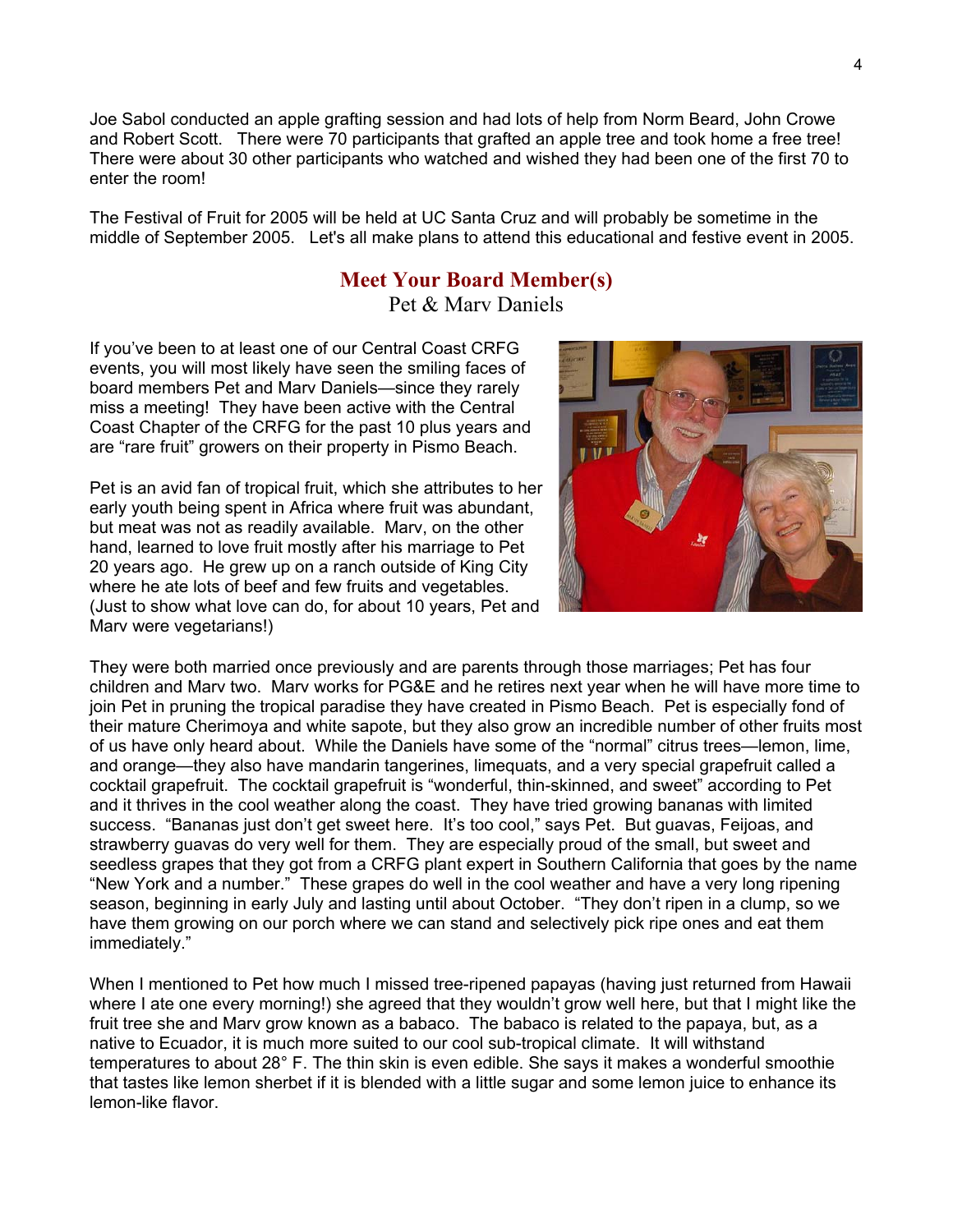Joe Sabol conducted an apple grafting session and had lots of help from Norm Beard, John Crowe and Robert Scott. There were 70 participants that grafted an apple tree and took home a free tree! There were about 30 other participants who watched and wished they had been one of the first 70 to enter the room!

The Festival of Fruit for 2005 will be held at UC Santa Cruz and will probably be sometime in the middle of September 2005. Let's all make plans to attend this educational and festive event in 2005.

## Meet Your Board Member(s)

Pet & Marv Daniels

If you've been to at least one of our Central Coast CRFG events, you will most likely have seen the smiling faces of board members Pet and Marv Daniels—since they rarely miss a meeting! They have been active with the Central Coast Chapter of the CRFG for the past 10 plus years and are "rare fruit" growers on their property in Pismo Beach.

Pet is an avid fan of tropical fruit, which she attributes to her early youth being spent in Africa where fruit was abundant, but meat was not as readily available. Marv, on the other hand, learned to love fruit mostly after his marriage to Pet 20 years ago. He grew up on a ranch outside of King City where he ate lots of beef and few fruits and vegetables. (Just to show what love can do, for about 10 years, Pet and Marv were vegetarians!)

They were both married once previously and are parents through those marriages; Pet has four children and Marv two. Marv works for PG&E and he retires next year when he will have more time to join Pet in pruning the tropical paradise they have created in Pismo Beach. Pet is especially fond of their mature Cherimoya and white sapote, but they also grow an incredible number of other fruits most of us have only heard about. While the Daniels have some of the "normal" citrus trees—lemon, lime, and orange—they also have mandarin tangerines, limequats, and a very special grapefruit called a cocktail grapefruit. The cocktail grapefruit is "wonderful, thin-skinned, and sweet" according to Pet and it thrives in the cool weather along the coast. They have tried growing bananas with limited success. "Bananas just don't get sweet here. It's too cool," says Pet. But guavas, Feijoas, and strawberry guavas do very well for them. They are especially proud of the small, but sweet and seedless grapes that they got from a CRFG plant expert in Southern California that goes by the name "New York and a number." These grapes do well in the cool weather and have a very long ripening season, beginning in early July and lasting until about October. "They don't ripen in a clump, so we have them growing on our porch where we can stand and selectively pick ripe ones and eat them immediately."

When I mentioned to Pet how much I missed tree-ripened papayas (having just returned from Hawaii where I ate one every morning!) she agreed that they wouldn't grow well here, but that I might like the fruit tree she and Marv grow known as a babaco. The babaco is related to the papaya, but, as a native to Ecuador, it is much more suited to our cool sub-tropical climate. It will withstand temperatures to about 28° F. The thin skin is even edible. She says it makes a wonderful smoothie that tastes like lemon sherbet if it is blended with a little sugar and some lemon juice to enhance its lemon-like flavor.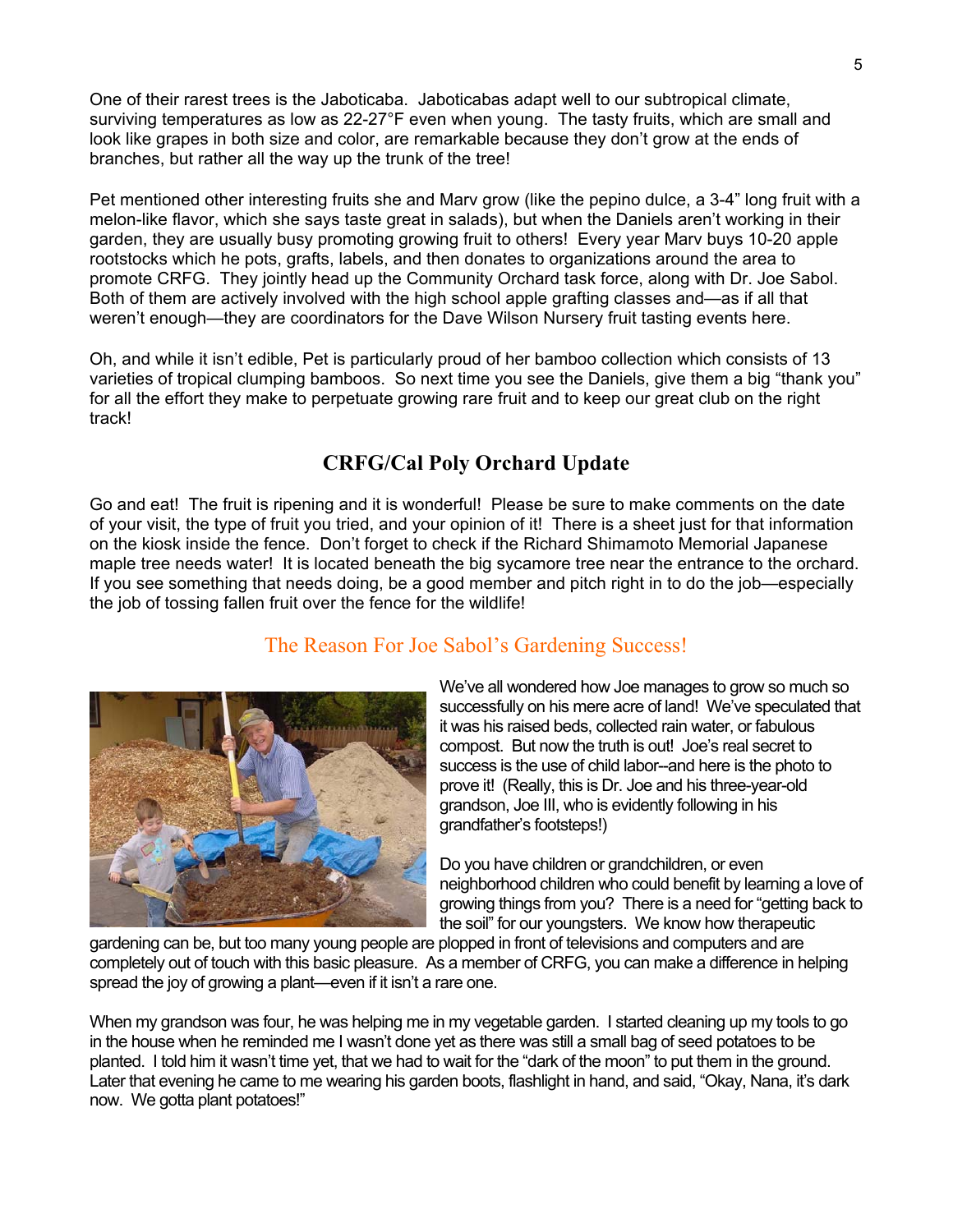One of their rarest trees is the Jaboticaba. Jaboticabas adapt well to our subtropical climate, surviving temperatures as low as 22-27°F even when young. The tasty fruits, which are small and look like grapes in both size and color, are remarkable because they don't grow at the ends of branches, but rather all the way up the trunk of the tree!

Pet mentioned other interesting fruits she and Marv grow (like the pepino dulce, a 3-4" long fruit with a melon-like flavor, which she says taste great in salads), but when the Daniels aren't working in their garden, they are usually busy promoting growing fruit to others! Every year Marv buys 10-20 apple rootstocks which he pots, grafts, labels, and then donates to organizations around the area to promote CRFG. They jointly head up the Community Orchard task force, along with Dr. Joe Sabol. Both of them are actively involved with the high school apple grafting classes and—as if all that weren't enough—they are coordinators for the Dave Wilson Nursery fruit tasting events here.

Oh, and while it isn't edible, Pet is particularly proud of her bamboo collection which consists of 13 varieties of tropical clumping bamboos. So next time you see the Daniels, give them a big "thank you" for all the effort they make to perpetuate growing rare fruit and to keep our great club on the right track!

## CRFG/Cal Poly Orchard Update

Go and eat! The fruit is ripening and it is wonderful! Please be sure to make comments on the date of your visit, the type of fruit you tried, and your opinion of it! There is a sheet just for that information on the kiosk inside the fence. Don't forget to check if the Richard Shimamoto Memorial Japanese maple tree needs water! It is located beneath the big sycamore tree near the entrance to the orchard. If you see something that needs doing, be a good member and pitch right in to do the job—especially the job of tossing fallen fruit over the fence for the wildlife!

## The Reason For Joe Sabol's Gardening Success!

We've all wondered how Joe manages to grow so much so successfully on his mere acre of land! We've speculated that it was his raised beds, collected rain water, or fabulous compost. But now the truth is out! Joe's real secret to success is the use of child labor--and here is the photo to prove it! (Really, this is Dr. Joe and his three-year-old grandson, Joe III, who is evidently following in his grandfather's footsteps!)

Do you have children or grandchildren, or even neighborhood children who could benefit by learning a love of growing things from you? There is a need for "getting back to the soil" for our youngsters. We know how therapeutic gardening can be, but too many young people are plopped in front of televisions and computers and are completely out of touch with this basic pleasure. As a member of CRFG, you can make a difference in helping spread the joy of growing a plant—even if it isn't a rare one.

When my grandson was four, he was helping me in my vegetable garden. I started cleaning up my tools to go in the house when he reminded me I wasn't done yet as there was still a small bag of seed potatoes to be planted. I told him it wasn't time yet, that we had to wait for the "dark of the moon" to put them in the ground. Later that evening he came to me wearing his garden boots, flashlight in hand, and said, "Okay, Nana, it's dark now. We gotta plant potatoes!"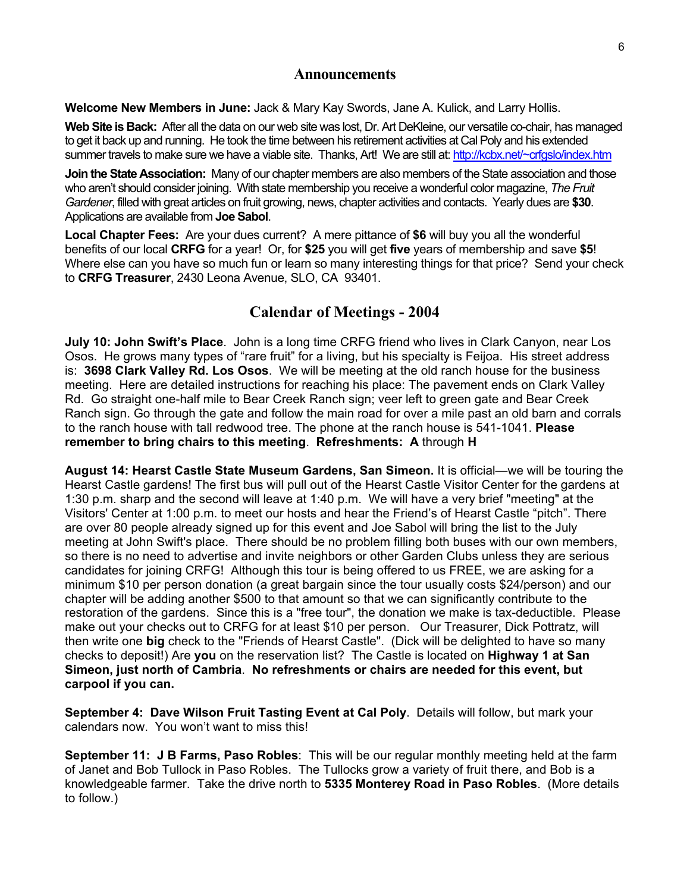## Announcements

**Welcome New Members in June:** Jack & Mary Kay Swords, Jane A. Kulick, and Larry Hollis.

**Web Site is Back:** After all the data on our web site was lost, Dr. Art DeKleine, our versatile co-chair, has managed to get it back up and running. He took the time between his retirement activities at Cal Poly and his extended summer travels to make sure we have a viable site. Thanks, Art! We are still at: http://kcbx.net/~crfgslo/index.htm

**Join the State Association:** Many of our chapter members are also members of the State association and those who aren't should consider joining. With state membership you receive a wonderful color magazine, *The Fruit Gardener*, filled with great articles on fruit growing, news, chapter activities and contacts. Yearly dues are **$30**. Applications are available from **Joe Sabol**.

**Local Chapter Fees:** Are your dues current? A mere pittance of **$6** will buy you all the wonderful benefits of our local **CRFG** for a year! Or, for **$25** you will get **five** years of membership and save **$5**! Where else can you have so much fun or learn so many interesting things for that price? Send your check to **CRFG Treasurer**, 2430 Leona Avenue, SLO, CA 93401.

## Calendar of Meetings - 2004

**July 10: John Swift's Place**. John is a long time CRFG friend who lives in Clark Canyon, near Los Osos. He grows many types of "rare fruit" for a living, but his specialty is Feijoa. His street address is: **3698 Clark Valley Rd. Los Osos**. We will be meeting at the old ranch house for the business meeting. Here are detailed instructions for reaching his place: The pavement ends on Clark Valley Rd. Go straight one-half mile to Bear Creek Ranch sign; veer left to green gate and Bear Creek Ranch sign. Go through the gate and follow the main road for over a mile past an old barn and corrals to the ranch house with tall redwood tree. The phone at the ranch house is 541-1041. **Please remember to bring chairs to this meeting**. **Refreshments: A** through **H**

**August 14: Hearst Castle State Museum Gardens, San Simeon.** It is official—we will be touring the Hearst Castle gardens! The first bus will pull out of the Hearst Castle Visitor Center for the gardens at 1:30 p.m. sharp and the second will leave at 1:40 p.m. We will have a very brief "meeting" at the Visitors' Center at 1:00 p.m. to meet our hosts and hear the Friend's of Hearst Castle "pitch". There are over 80 people already signed up for this event and Joe Sabol will bring the list to the July meeting at John Swift's place. There should be no problem filling both buses with our own members, so there is no need to advertise and invite neighbors or other Garden Clubs unless they are serious candidates for joining CRFG! Although this tour is being offered to us FREE, we are asking for a minimum $10 per person donation (a great bargain since the tour usually costs $24/person) and our chapter will be adding another $500 to that amount so that we can significantly contribute to the restoration of the gardens. Since this is a "free tour", the donation we make is tax-deductible. Please make out your checks out to CRFG for at least $10 per person. Our Treasurer, Dick Pottratz, will then write one **big** check to the "Friends of Hearst Castle". (Dick will be delighted to have so many checks to deposit!) Are **you** on the reservation list? The Castle is located on **Highway 1 at San Simeon, just north of Cambria**. **No refreshments or chairs are needed for this event, but carpool if you can.**

**September 4: Dave Wilson Fruit Tasting Event at Cal Poly**. Details will follow, but mark your calendars now. You won't want to miss this!

**September 11: J B Farms, Paso Robles**: This will be our regular monthly meeting held at the farm of Janet and Bob Tullock in Paso Robles. The Tullocks grow a variety of fruit there, and Bob is a knowledgeable farmer. Take the drive north to **5335 Monterey Road in Paso Robles**. (More details to follow.)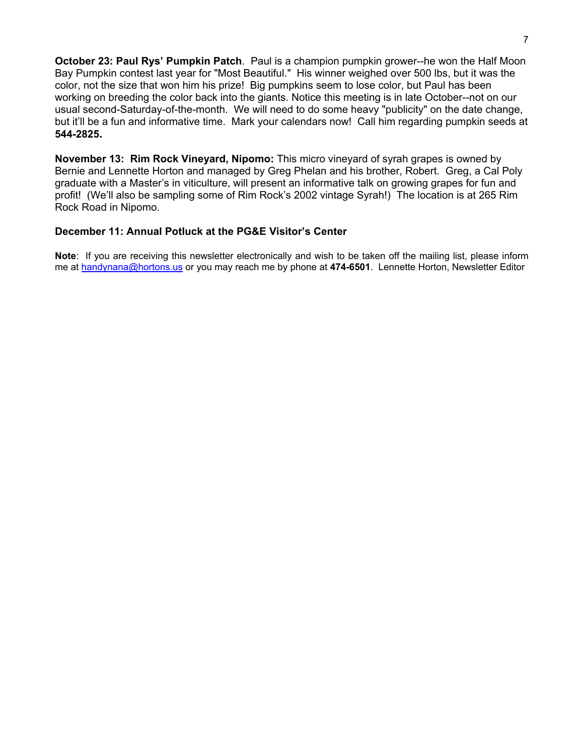**October 23: Paul Rys' Pumpkin Patch**. Paul is a champion pumpkin grower--he won the Half Moon Bay Pumpkin contest last year for "Most Beautiful." His winner weighed over 500 lbs, but it was the color, not the size that won him his prize! Big pumpkins seem to lose color, but Paul has been working on breeding the color back into the giants. Notice this meeting is in late October--not on our usual second-Saturday-of-the-month. We will need to do some heavy "publicity" on the date change, but it'll be a fun and informative time. Mark your calendars now! Call him regarding pumpkin seeds at **544-2825.**

**November 13: Rim Rock Vineyard, Nipomo:** This micro vineyard of syrah grapes is owned by Bernie and Lennette Horton and managed by Greg Phelan and his brother, Robert. Greg, a Cal Poly graduate with a Master's in viticulture, will present an informative talk on growing grapes for fun and profit! (We'll also be sampling some of Rim Rock's 2002 vintage Syrah!) The location is at 265 Rim Rock Road in Nipomo.

**December 11: Annual Potluck at the PG&E Visitor's Center**

**Note**: If you are receiving this newsletter electronically and wish to be taken off the mailing list, please inform me at handynana@hortons.us or you may reach me by phone at **474-6501**. Lennette Horton, Newsletter Editor